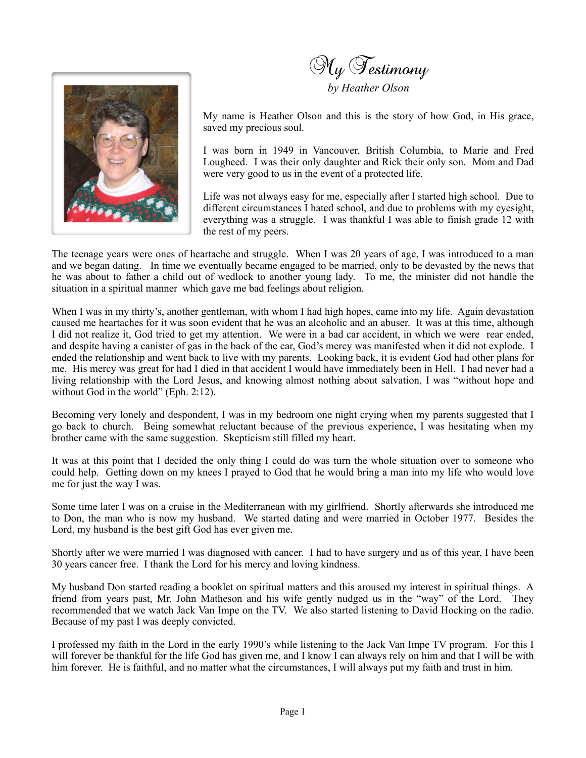# My Testimony

*by Heather Olson*

My name is Heather Olson and this is the story of how God, in His grace, saved my precious soul.

I was born in 1949 in Vancouver, British Columbia, to Marie and Fred Lougheed. I was their only daughter and Rick their only son. Mom and Dad were very good to us in the event of a protected life.

Life was not always easy for me, especially after I started high school. Due to different circumstances I hated school, and due to problems with my eyesight, everything was a struggle. I was thankful I was able to finish grade 12 with the rest of my peers.

The teenage years were ones of heartache and struggle. When I was 20 years of age, I was introduced to a man and we began dating. In time we eventually became engaged to be married, only to be devasted by the news that he was about to father a child out of wedlock to another young lady. To me, the minister did not handle the situation in a spiritual manner which gave me bad feelings about religion.

When I was in my thirty's, another gentleman, with whom I had high hopes, came into my life. Again devastation caused me heartaches for it was soon evident that he was an alcoholic and an abuser. It was at this time, although I did not realize it, God tried to get my attention. We were in a bad car accident, in which we were rear ended, and despite having a canister of gas in the back of the car, God's mercy was manifested when it did not explode. I ended the relationship and went back to live with my parents. Looking back, it is evident God had other plans for me. His mercy was great for had I died in that accident I would have immediately been in Hell. I had never had a living relationship with the Lord Jesus, and knowing almost nothing about salvation, I was "without hope and without God in the world" (Eph. 2:12).

Becoming very lonely and despondent, I was in my bedroom one night crying when my parents suggested that I go back to church. Being somewhat reluctant because of the previous experience, I was hesitating when my brother came with the same suggestion. Skepticism still filled my heart.

It was at this point that I decided the only thing I could do was turn the whole situation over to someone who could help. Getting down on my knees I prayed to God that he would bring a man into my life who would love me for just the way I was.

Some time later I was on a cruise in the Mediterranean with my girlfriend. Shortly afterwards she introduced me to Don, the man who is now my husband. We started dating and were married in October 1977. Besides the Lord, my husband is the best gift God has ever given me.

Shortly after we were married I was diagnosed with cancer. I had to have surgery and as of this year, I have been 30 years cancer free. I thank the Lord for his mercy and loving kindness.

My husband Don started reading a booklet on spiritual matters and this aroused my interest in spiritual things. A friend from years past, Mr. John Matheson and his wife gently nudged us in the "way" of the Lord. They recommended that we watch Jack Van Impe on the TV. We also started listening to David Hocking on the radio. Because of my past I was deeply convicted.

I professed my faith in the Lord in the early 1990's while listening to the Jack Van Impe TV program. For this I will forever be thankful for the life God has given me, and I know I can always rely on him and that I will be with him forever. He is faithful, and no matter what the circumstances, I will always put my faith and trust in him.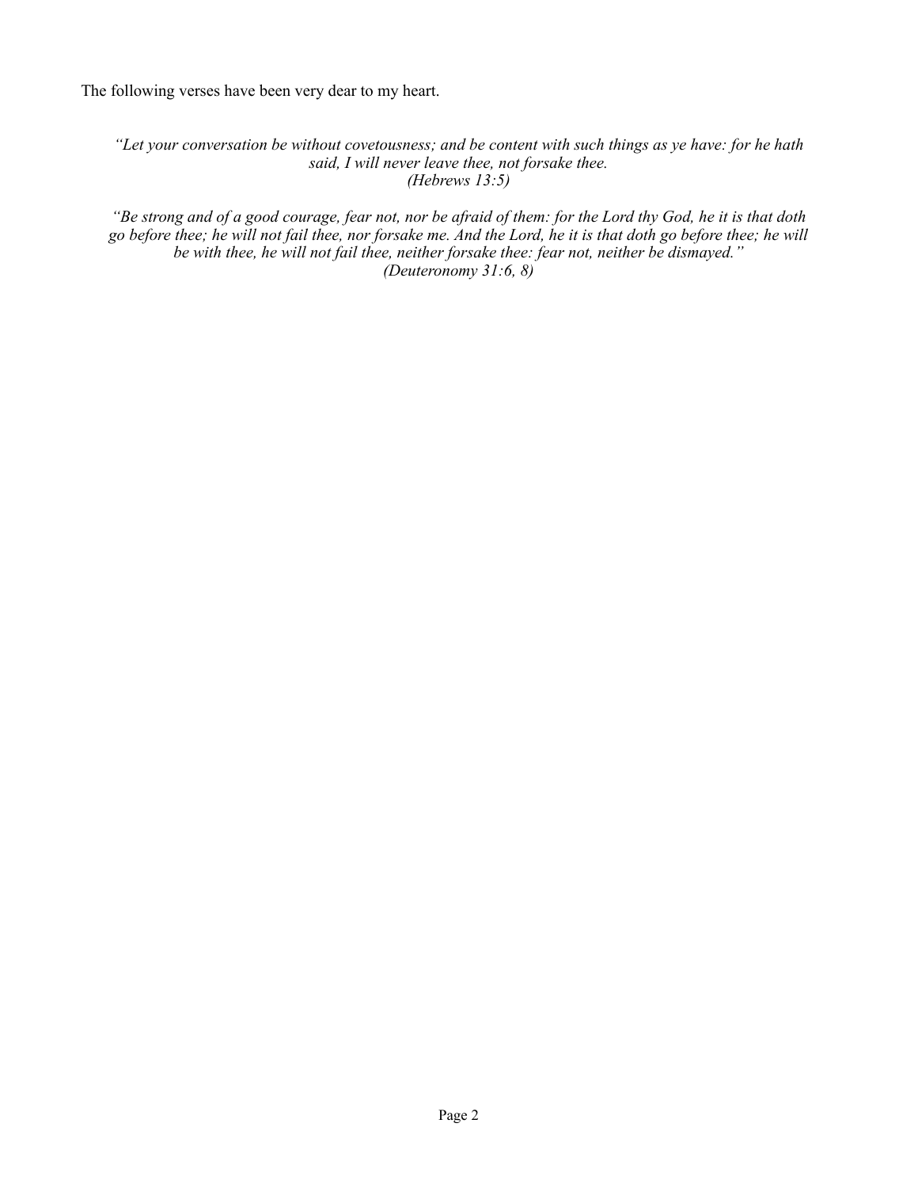The following verses have been very dear to my heart.

*"Let your conversation be without covetousness; and be content with such things as ye have: for he hath said, I will never leave thee, not forsake thee.*
*(Hebrews 13:5)*

*"Be strong and of a good courage, fear not, nor be afraid of them: for the Lord thy God, he it is that doth go before thee; he will not fail thee, nor forsake me. And the Lord, he it is that doth go before thee; he will be with thee, he will not fail thee, neither forsake thee: fear not, neither be dismayed."*
*(Deuteronomy 31:6, 8)*